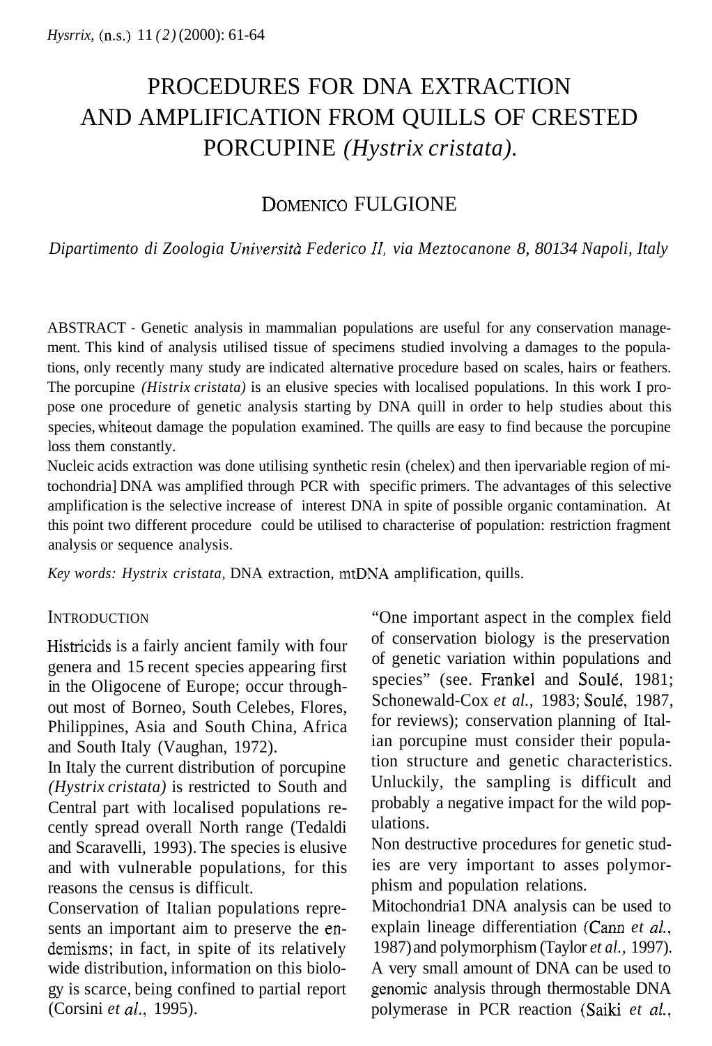# PROCEDURES FOR DNA EXTRACTION AND AMPLIFICATION FROM QUILLS OF CRESTED PORCUPINE *(Hystrix cristata).*

DOMENICO FULGIONE

*Dipartimento di Zoologia Università Federico II, via Meztocanone 8, 80134 Napoli, Italy*

ABSTRACT - Genetic analysis in mammalian populations are useful for any conservation management. This kind of analysis utilised tissue of specimens studied involving a damages to the populations, only recently many study are indicated alternative procedure based on scales, hairs or feathers. The porcupine *(Histrix cristata)* is an elusive species with localised populations. In this work I propose one procedure of genetic analysis starting by DNA quill in order to help studies about this species, whiteout damage the population examined. The quills are easy to find because the porcupine loss them constantly.

Nucleic acids extraction was done utilising synthetic resin (chelex) and then ipervariable region of mitochondria] DNA was amplified through PCR with specific primers. The advantages of this selective amplification is the selective increase of interest DNA in spite of possible organic contamination. At this point two different procedure could be utilised to characterise of population: restriction fragment analysis or sequence analysis.

*Key words: Hystrix cristata,* DNA extraction, mtDNA amplification, quills.

## INTRODUCTION

Histricids is a fairly ancient family with four genera and 15 recent species appearing first in the Oligocene of Europe; occur throughout most of Borneo, South Celebes, Flores, Philippines, Asia and South China, Africa and South Italy (Vaughan, 1972).

In Italy the current distribution of porcupine *(Hystrix cristata)* is restricted to South and Central part with localised populations recently spread overall North range (Tedaldi and Scaravelli, 1993). The species is elusive and with vulnerable populations, for this reasons the census is difficult.

Conservation of Italian populations represents an important aim to preserve the endemisms; in fact, in spite of its relatively wide distribution, information on this biology is scarce, being confined to partial report (Corsini *et al.,* 1995).

"One important aspect in the complex field of conservation biology is the preservation of genetic variation within populations and species" (see. Frankel and Soulé, 1981; Schonewald-Cox *et al.,* 1983; Soulé, 1987, for reviews); conservation planning of Italian porcupine must consider their population structure and genetic characteristics. Unluckily, the sampling is difficult and probably a negative impact for the wild populations.

Non destructive procedures for genetic studies are very important to asses polymorphism and population relations.

Mitochondria1 DNA analysis can be used to explain lineage differentiation (Cann *et al.,* 1987) and polymorphism (Taylor *et al.,* 1997). A very small amount of DNA can be used to genomic analysis through thermostable DNA polymerase in PCR reaction (Saiki *et al.,*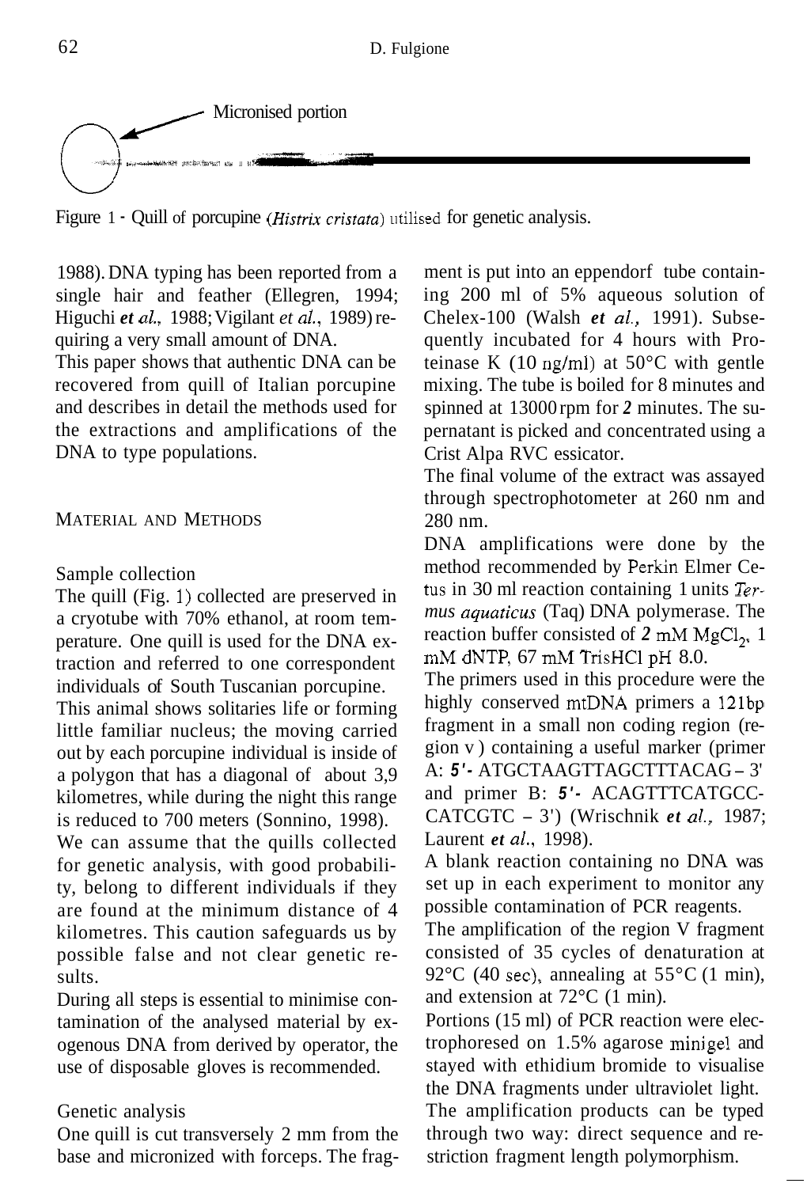Micronised portion

Figure 1 - Quill of porcupine (*Histrix cristata*) utilised for genetic analysis.

1988). DNA typing has been reported from a single hair and feather (Ellegren, 1994; Higuchi *et al.*, 1988; Vigilant *et al.*, 1989) requiring a very small amount of DNA.

This paper shows that authentic DNA can be recovered from quill of Italian porcupine and describes in detail the methods used for the extractions and amplifications of the DNA to type populations.

## MATERIAL AND METHODS

### Sample collection

The quill (Fig. 1) collected are preserved in a cryotube with 70% ethanol, at room temperature. One quill is used for the DNA extraction and referred to one correspondent individuals of South Tuscanian porcupine.

This animal shows solitaries life or forming little familiar nucleus; the moving carried out by each porcupine individual is inside of a polygon that has a diagonal of about 3,9 kilometres, while during the night this range is reduced to 700 meters (Sonnino, 1998).

We can assume that the quills collected for genetic analysis, with good probability, belong to different individuals if they are found at the minimum distance of 4 kilometres. This caution safeguards us by possible false and not clear genetic results.

During all steps is essential to minimise contamination of the analysed material by exogenous DNA from derived by operator, the use of disposable gloves is recommended.

### Genetic analysis

One quill is cut transversely 2 mm from the base and micronized with forceps. The fragment is put into an eppendorf tube containing 200 ml of 5% aqueous solution of Chelex-100 (Walsh *et al.*, 1991). Subsequently incubated for 4 hours with Proteinase K (10 ng/ml) at 50°C with gentle mixing. The tube is boiled for 8 minutes and spinned at 13000 rpm for *2* minutes. The supernatant is picked and concentrated using a Crist Alpa RVC essicator.

The final volume of the extract was assayed through spectrophotometer at 260 nm and 280 nm.

DNA amplifications were done by the method recommended by Perkin Elmer Cetus in 30 ml reaction containing 1 units *Termus aquaticus* (Taq) DNA polymerase. The reaction buffer consisted of *2* mM $MgCl_2$, 1 mM dNTP, 67 mM TrisHCl pH 8.0.

The primers used in this procedure were the highly conserved mtDNA primers a 121bp fragment in a small non coding region (region v ) containing a useful marker (primer A: *5'-* ATGCTAAGTTAGCTTTACAG – 3' and primer B: *5'-* ACAGTTTCATGCC-CATCGTC – 3') (Wrischnik *et al.*, 1987; Laurent *et al.*, 1998).

A blank reaction containing no DNA was set up in each experiment to monitor any possible contamination of PCR reagents.

The amplification of the region V fragment consisted of 35 cycles of denaturation at 92°C (40 sec), annealing at 55°C (1 min), and extension at 72°C (1 min).

Portions (15 ml) of PCR reaction were electrophoresed on 1.5% agarose minigel and stayed with ethidium bromide to visualise the DNA fragments under ultraviolet light.

The amplification products can be typed through two way: direct sequence and restriction fragment length polymorphism.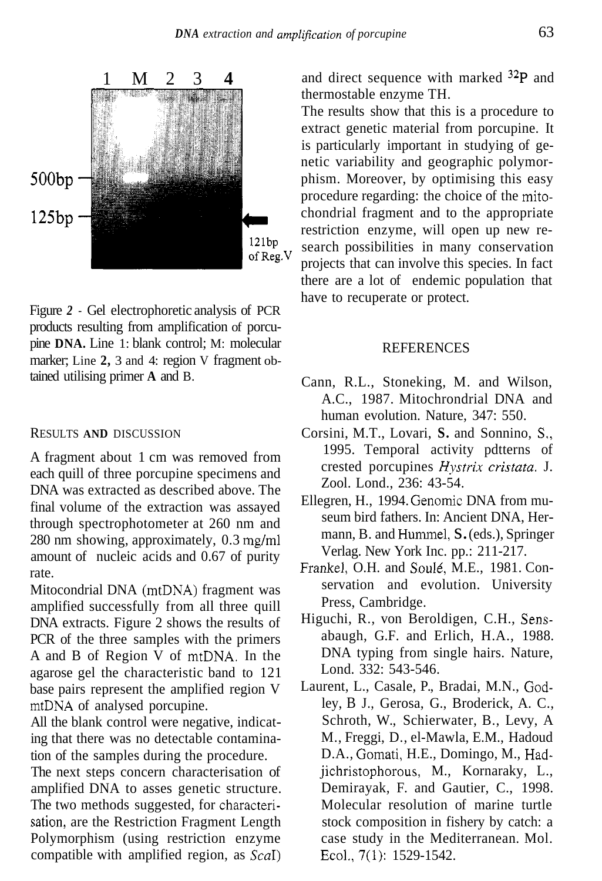Figure *2* - Gel electrophoretic analysis of PCR products resulting from amplification of porcupine **DNA.** Line 1: blank control; M: molecular marker; Line **2,** 3 and 4: region V fragment obtained utilising primer **A** and B.

## RESULTS AND DISCUSSION

A fragment about 1 cm was removed from each quill of three porcupine specimens and DNA was extracted as described above. The final volume of the extraction was assayed through spectrophotometer at 260 nm and 280 nm showing, approximately, 0.3 mg/ml amount of nucleic acids and 0.67 of purity rate.

Mitocondrial DNA (mtDNA) fragment was amplified successfully from all three quill DNA extracts. Figure 2 shows the results of PCR of the three samples with the primers A and B of Region V of mtDNA. In the agarose gel the characteristic band to 121 base pairs represent the amplified region V mtDNA of analysed porcupine.

All the blank control were negative, indicating that there was no detectable contamination of the samples during the procedure.

The next steps concern characterisation of amplified DNA to asses genetic structure. The two methods suggested, for characterisation, are the Restriction Fragment Length Polymorphism (using restriction enzyme compatible with amplified region, as *Sca*I) and direct sequence with marked $^{32}P$ and thermostable enzyme TH.

The results show that this is a procedure to extract genetic material from porcupine. It is particularly important in studying of genetic variability and geographic polymorphism. Moreover, by optimising this easy procedure regarding: the choice of the mitochondrial fragment and to the appropriate restriction enzyme, will open up new research possibilities in many conservation projects that can involve this species. In fact there are a lot of endemic population that have to recuperate or protect.

## REFERENCES

Cann, R.L., Stoneking, M. and Wilson, A.C., 1987. Mitochrondrial DNA and human evolution. Nature, 347: 550.

Corsini, M.T., Lovari, S. and Sonnino, S., 1995. Temporal activity pdtterns of crested porcupines *Hystrix cristata.* J. Zool. Lond., 236: 43-54.

Ellegren, H., 1994. Genomic DNA from museum bird fathers. In: Ancient DNA, Hermann, B. and Hummel, S. (eds.), Springer Verlag. New York Inc. pp.: 211-217.

Frankel, O.H. and Soulé, M.E., 1981. Conservation and evolution. University Press, Cambridge.

Higuchi, R., von Beroldigen, C.H., Sensabaugh, G.F. and Erlich, H.A., 1988. DNA typing from single hairs. Nature, Lond. 332: 543-546.

Laurent, L., Casale, P., Bradai, M.N., Godley, B J., Gerosa, G., Broderick, A. C., Schroth, W., Schierwater, B., Levy, A M., Freggi, D., el-Mawla, E.M., Hadoud D.A., Gomati, H.E., Domingo, M., Hadjichristophorous, M., Kornaraky, L., Demirayak, F. and Gautier, C., 1998. Molecular resolution of marine turtle stock composition in fishery by catch: a case study in the Mediterranean. Mol. Ecol., 7(1): 1529-1542.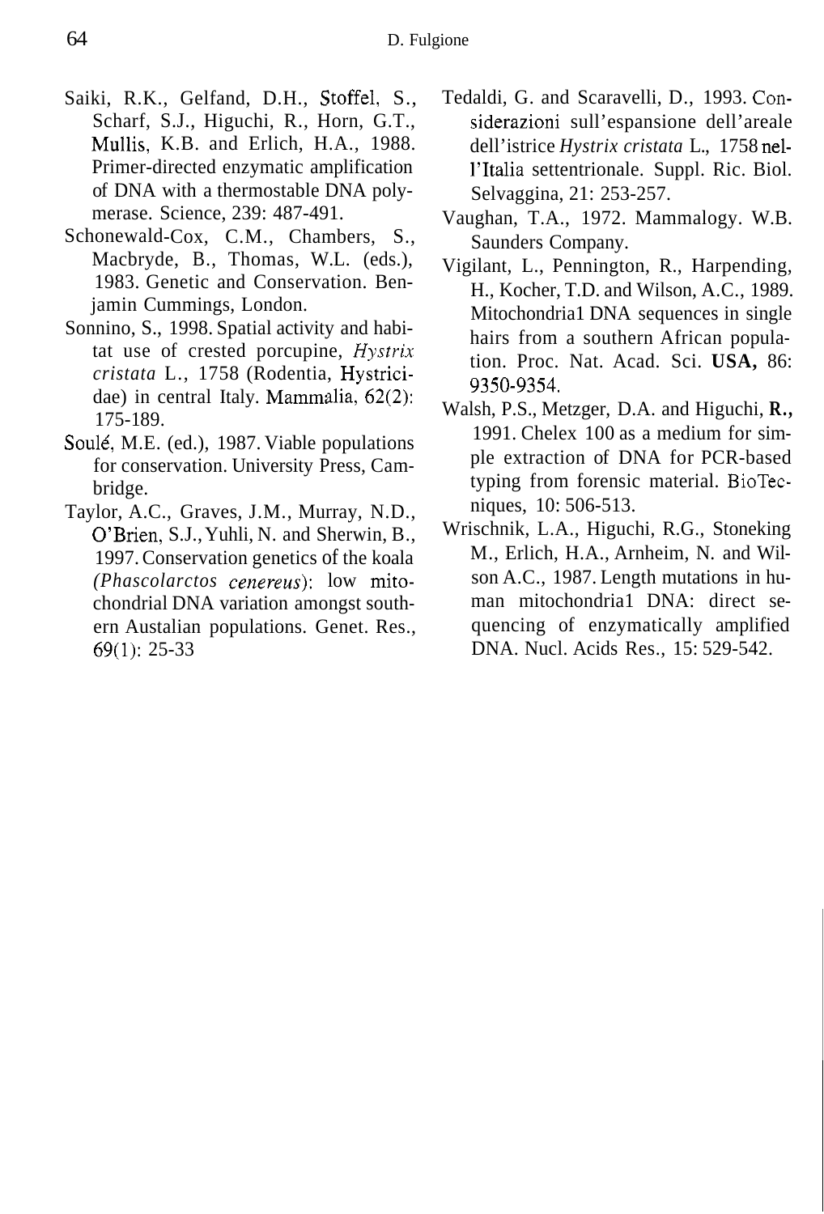Saiki, R.K., Gelfand, D.H., Stoffel, S., Scharf, S.J., Higuchi, R., Horn, G.T., Mullis, K.B. and Erlich, H.A., 1988. Primer-directed enzymatic amplification of DNA with a thermostable DNA polymerase. Science, 239: 487-491.

Schonewald-Cox, C.M., Chambers, S., Macbryde, B., Thomas, W.L. (eds.), 1983. Genetic and Conservation. Benjamin Cummings, London.

Sonnino, S., 1998. Spatial activity and habitat use of crested porcupine, *Hystrix cristata* L., 1758 (Rodentia, Hystricidae) in central Italy. Mammalia, 62(2): 175-189.

Soulé, M.E. (ed.), 1987. Viable populations for conservation. University Press, Cambridge.

Taylor, A.C., Graves, J.M., Murray, N.D., O'Brien, S.J., Yuhli, N. and Sherwin, B., 1997. Conservation genetics of the koala *(Phascolarctos cenereus)*: low mitochondrial DNA variation amongst southern Austalian populations. Genet. Res., 69(1): 25-33

Tedaldi, G. and Scaravelli, D., 1993. Considerazioni sull'espansione dell'areale dell'istrice *Hystrix cristata* L., 1758 nell'Italia settentrionale. Suppl. Ric. Biol. Selvaggina, 21: 253-257.

Vaughan, T.A., 1972. Mammalogy. W.B. Saunders Company.

Vigilant, L., Pennington, R., Harpending, H., Kocher, T.D. and Wilson, A.C., 1989. Mitochondria1 DNA sequences in single hairs from a southern African population. Proc. Nat. Acad. Sci. **USA,** 86: 9350-9354.

Walsh, P.S., Metzger, D.A. and Higuchi, **R.,** 1991. Chelex 100 as a medium for simple extraction of DNA for PCR-based typing from forensic material. BioTecniques, 10: 506-513.

Wrischnik, L.A., Higuchi, R.G., Stoneking M., Erlich, H.A., Arnheim, N. and Wilson A.C., 1987. Length mutations in human mitochondria1 DNA: direct sequencing of enzymatically amplified DNA. Nucl. Acids Res., 15: 529-542.